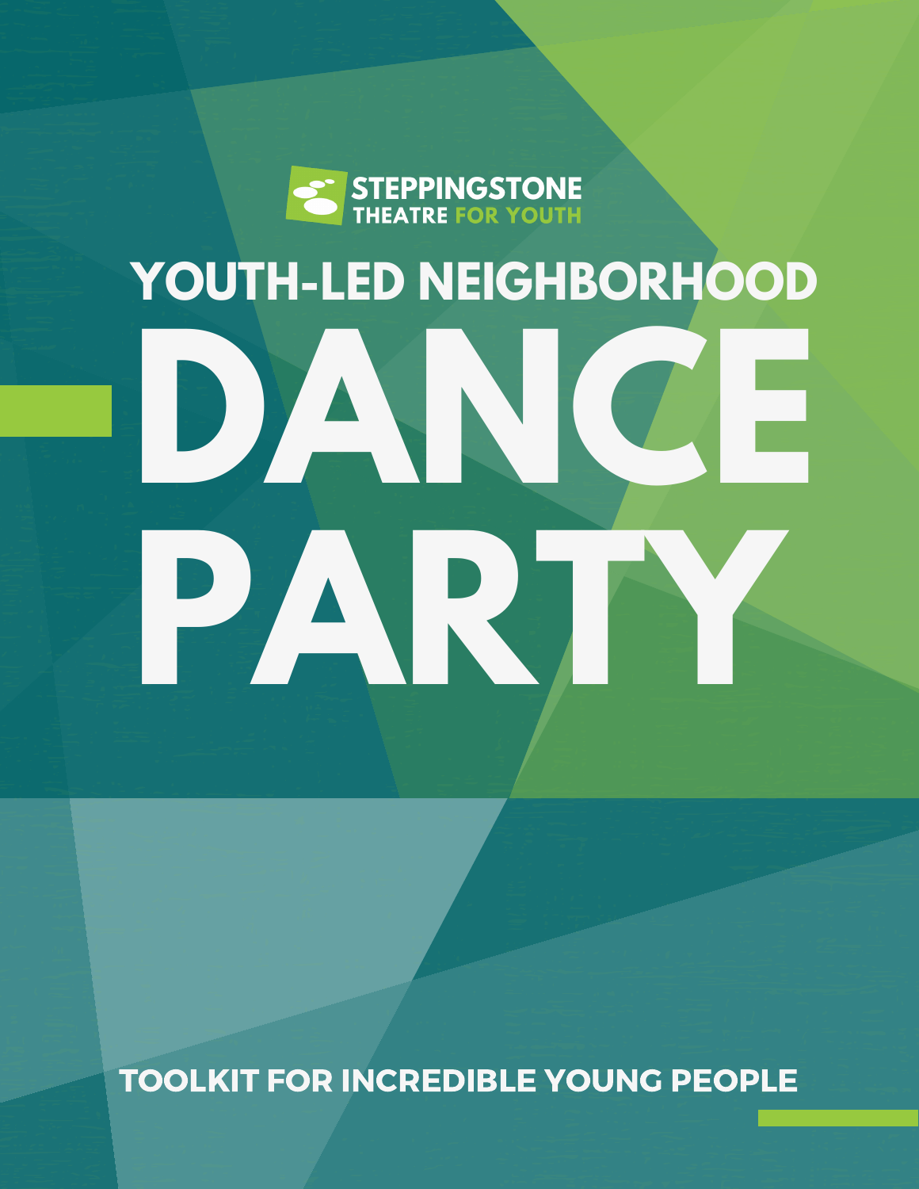STEPPINGSTONE THEATRE FOR YOUTH

## YOUTH-LED NEIGHBORHOOD

# DANCE PARTY

**TOOLKIT FOR INCREDIBLE YOUNG PEOPLE**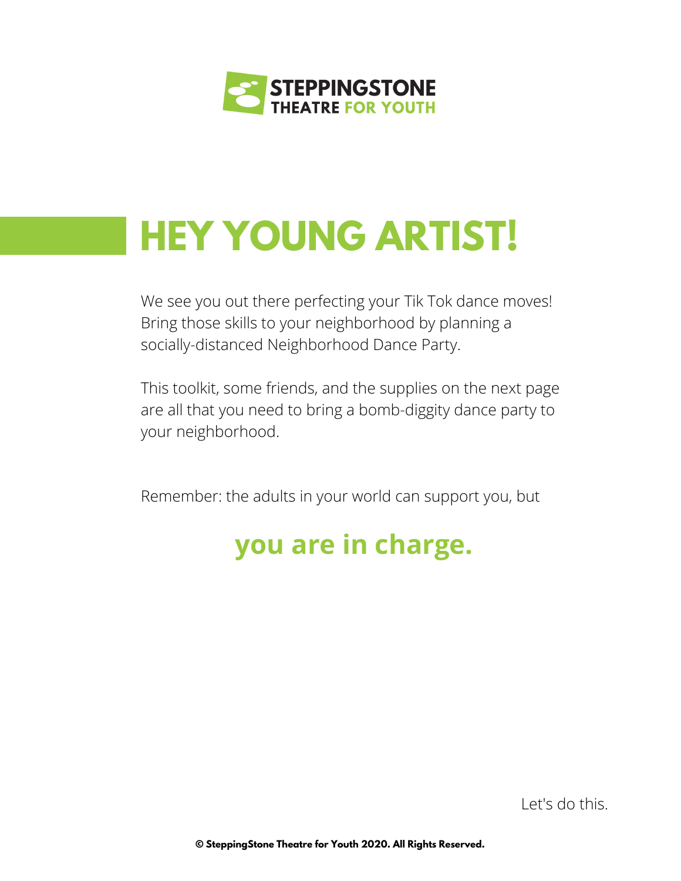STEPPINGSTONE THEATRE FOR YOUTH

# HEY YOUNG ARTIST!

We see you out there perfecting your Tik Tok dance moves! Bring those skills to your neighborhood by planning a socially-distanced Neighborhood Dance Party.

This toolkit, some friends, and the supplies on the next page are all that you need to bring a bomb-diggity dance party to your neighborhood.

Remember: the adults in your world can support you, but

## you are in charge.

Let's do this.

**© SteppingStone Theatre for Youth 2020. All Rights Reserved.**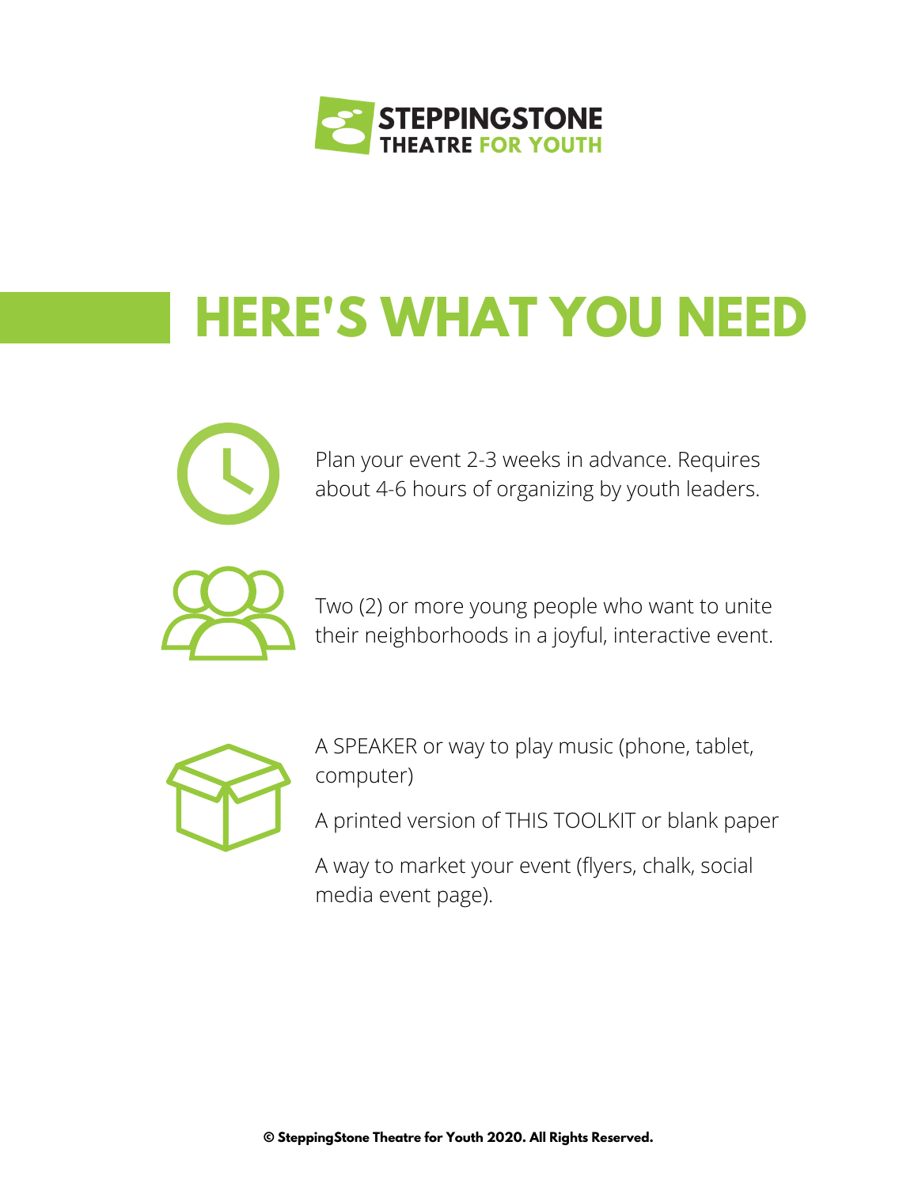# HERE'S WHAT YOU NEED

Plan your event 2-3 weeks in advance. Requires about 4-6 hours of organizing by youth leaders.

Two (2) or more young people who want to unite their neighborhoods in a joyful, interactive event.

A SPEAKER or way to play music (phone, tablet, computer)

A printed version of THIS TOOLKIT or blank paper

A way to market your event (flyers, chalk, social media event page).

**© SteppingStone Theatre for Youth 2020. All Rights Reserved.**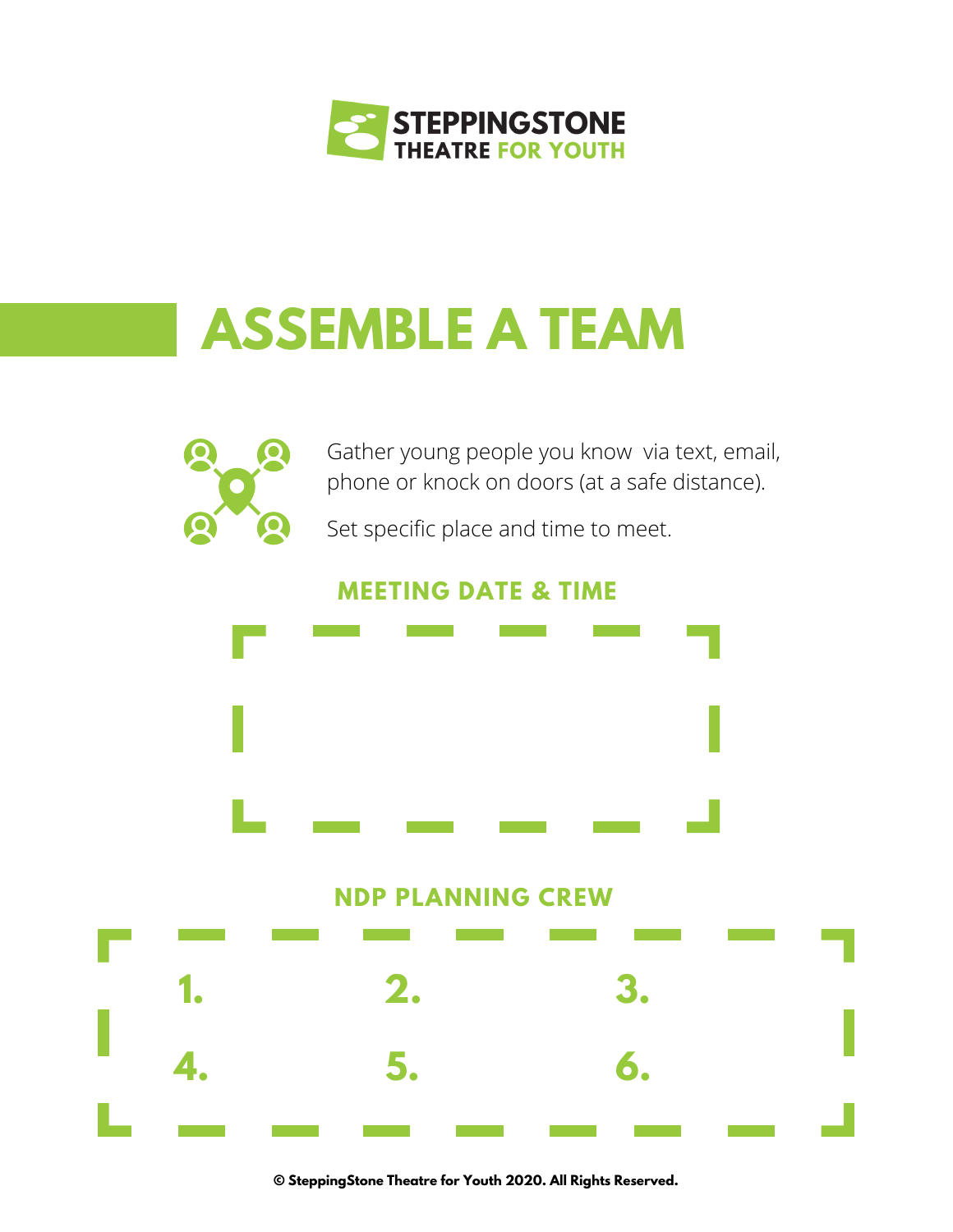STEPPINGSTONE THEATRE FOR YOUTH

# ASSEMBLE A TEAM

Gather young people you know via text, email, phone or knock on doors (at a safe distance).

Set specific place and time to meet.

## MEETING DATE & TIME

## NDP PLANNING CREW

1. 
2. 
3. 
4. 
5. 
6. 

© SteppingStone Theatre for Youth 2020. All Rights Reserved.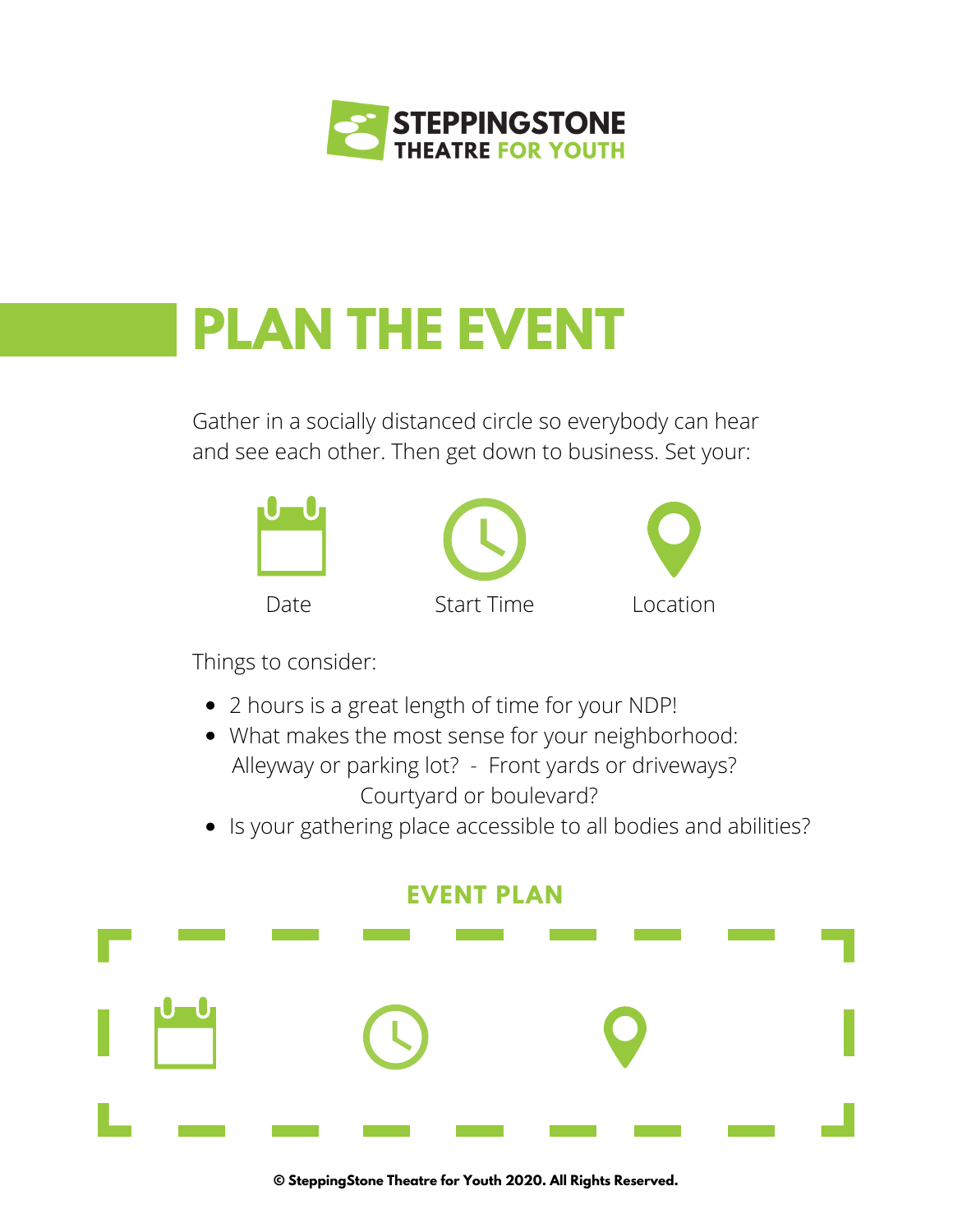STEPPINGSTONE THEATRE FOR YOUTH

# PLAN THE EVENT

Gather in a socially distanced circle so everybody can hear and see each other. Then get down to business. Set your:

Date

Start Time

Location

Things to consider:

- 2 hours is a great length of time for your NDP!
- What makes the most sense for your neighborhood: Alleyway or parking lot? - Front yards or driveways? Courtyard or boulevard?
- Is your gathering place accessible to all bodies and abilities?

## EVENT PLAN

© SteppingStone Theatre for Youth 2020. All Rights Reserved.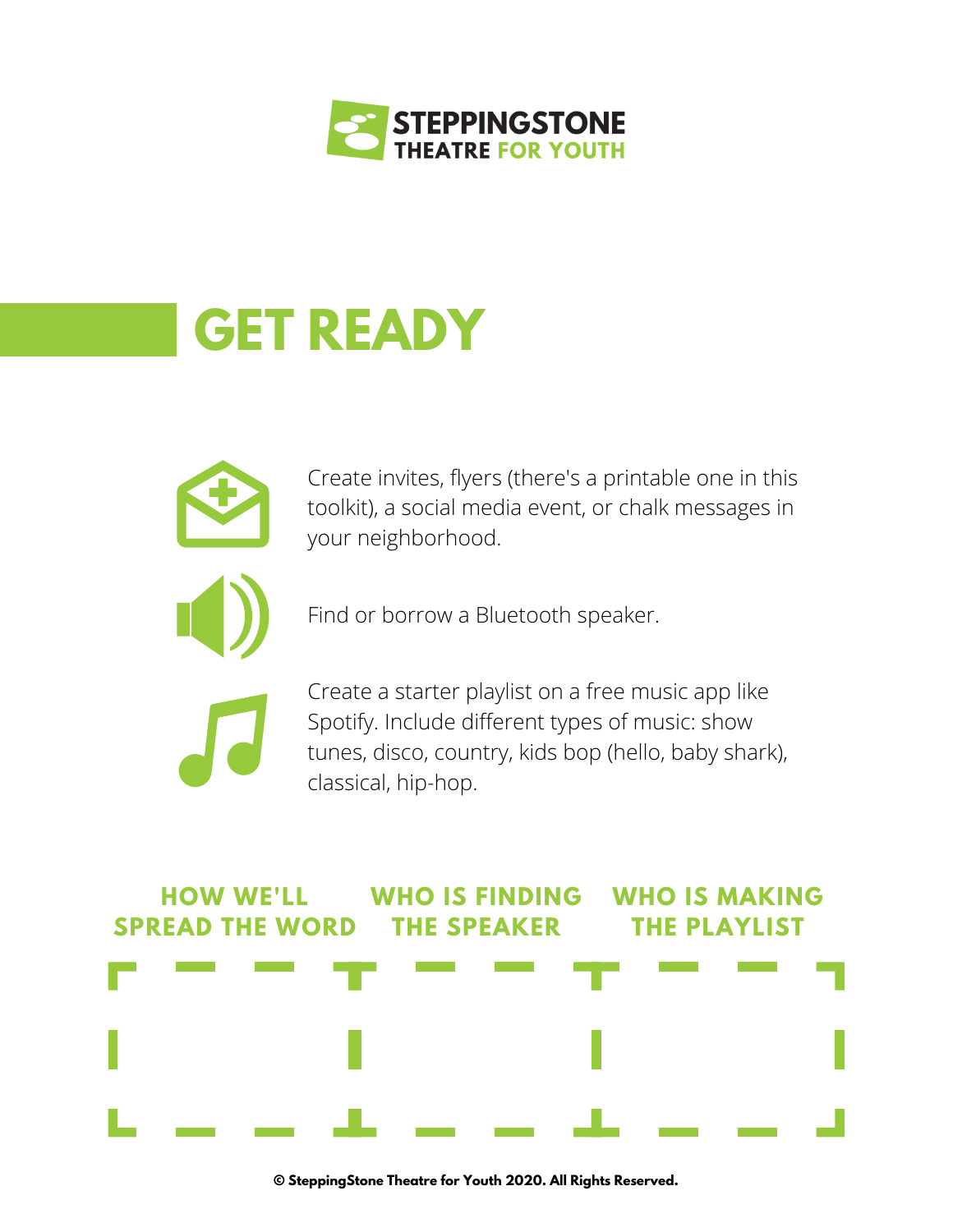# GET READY

- Create invites, flyers (there's a printable one in this toolkit), a social media event, or chalk messages in your neighborhood.
- Find or borrow a Bluetooth speaker.
- Create a starter playlist on a free music app like Spotify. Include different types of music: show tunes, disco, country, kids bop (hello, baby shark), classical, hip-hop.

| HOW WE'LL SPREAD THE WORD | WHO IS FINDING THE SPEAKER | WHO IS MAKING THE PLAYLIST |
| --- | --- | --- |
| | | |

© SteppingStone Theatre for Youth 2020. All Rights Reserved.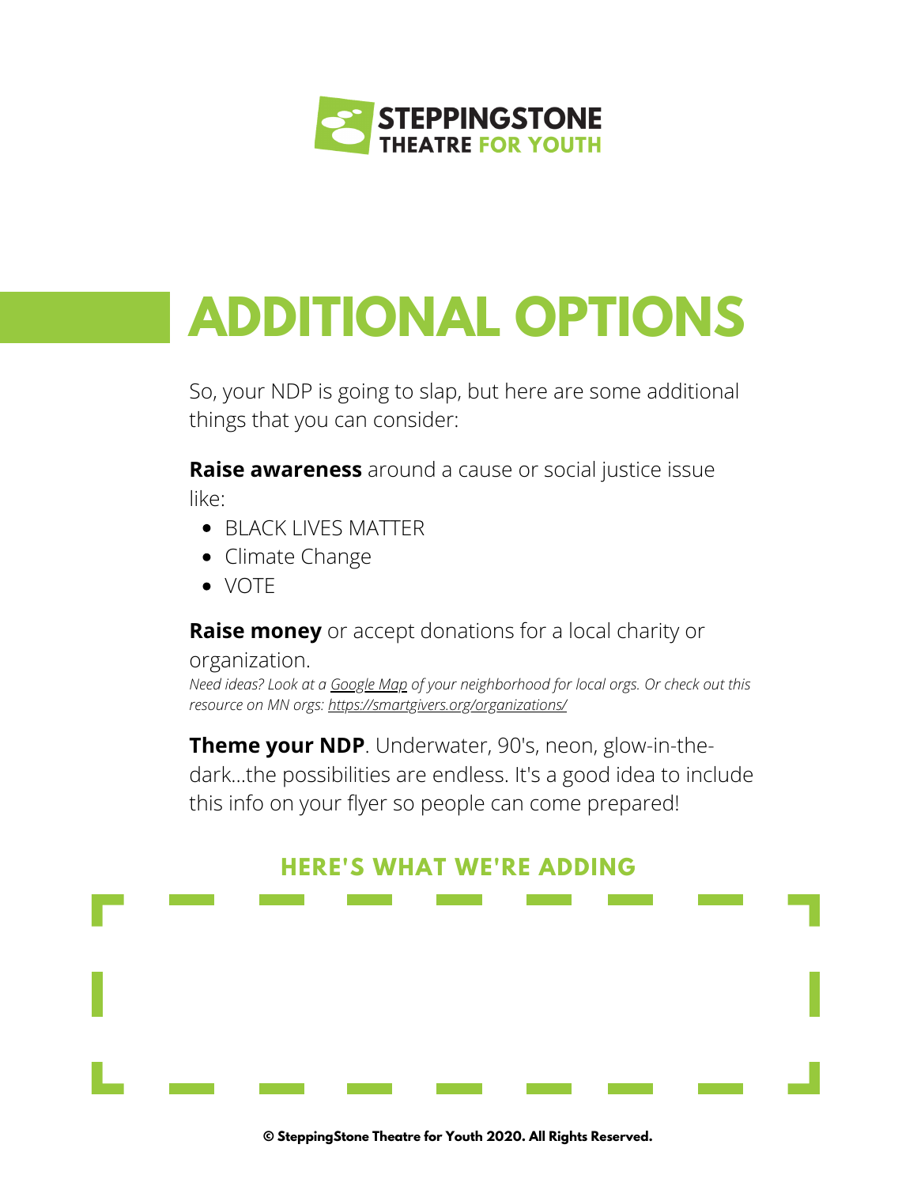**STEPPINGSTONE THEATRE FOR YOUTH**

# ADDITIONAL OPTIONS

So, your NDP is going to slap, but here are some additional things that you can consider:

**Raise awareness** around a cause or social justice issue like:

- BLACK LIVES MATTER
- Climate Change
- VOTE

**Raise money** or accept donations for a local charity or organization.

*Need ideas? Look at a Google Map of your neighborhood for local orgs. Or check out this resource on MN orgs: https://smartgivers.org/organizations/*

**Theme your NDP**. Underwater, 90's, neon, glow-in-the-dark...the possibilities are endless. It's a good idea to include this info on your flyer so people can come prepared!

## HERE'S WHAT WE'RE ADDING

© SteppingStone Theatre for Youth 2020. All Rights Reserved.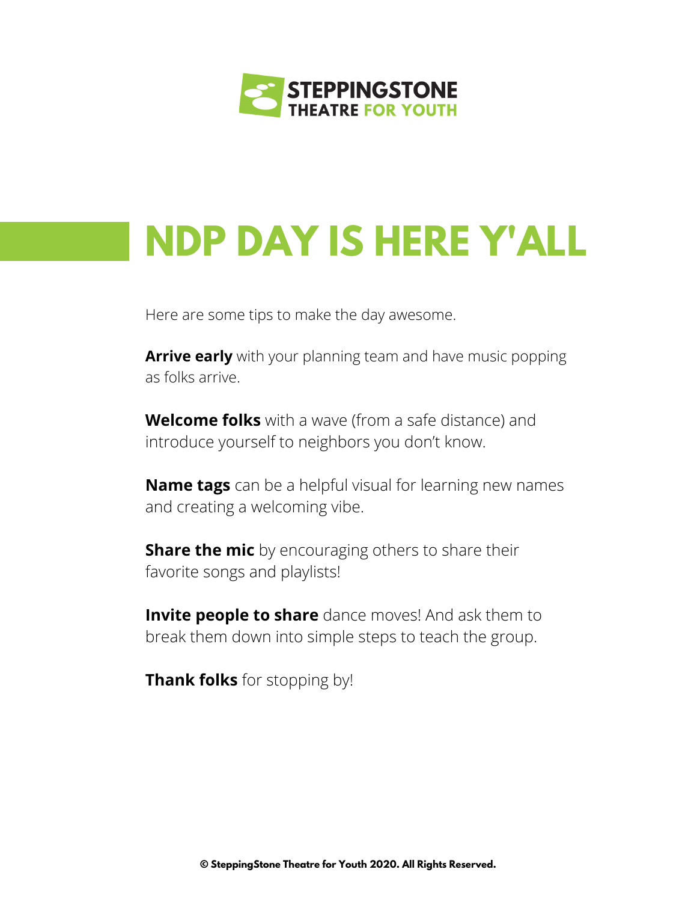STEPPINGSTONE THEATRE FOR YOUTH

# NDP DAY IS HERE Y'ALL

Here are some tips to make the day awesome.

**Arrive early** with your planning team and have music popping as folks arrive.

**Welcome folks** with a wave (from a safe distance) and introduce yourself to neighbors you don't know.

**Name tags** can be a helpful visual for learning new names and creating a welcoming vibe.

**Share the mic** by encouraging others to share their favorite songs and playlists!

**Invite people to share** dance moves! And ask them to break them down into simple steps to teach the group.

**Thank folks** for stopping by!

**© SteppingStone Theatre for Youth 2020. All Rights Reserved.**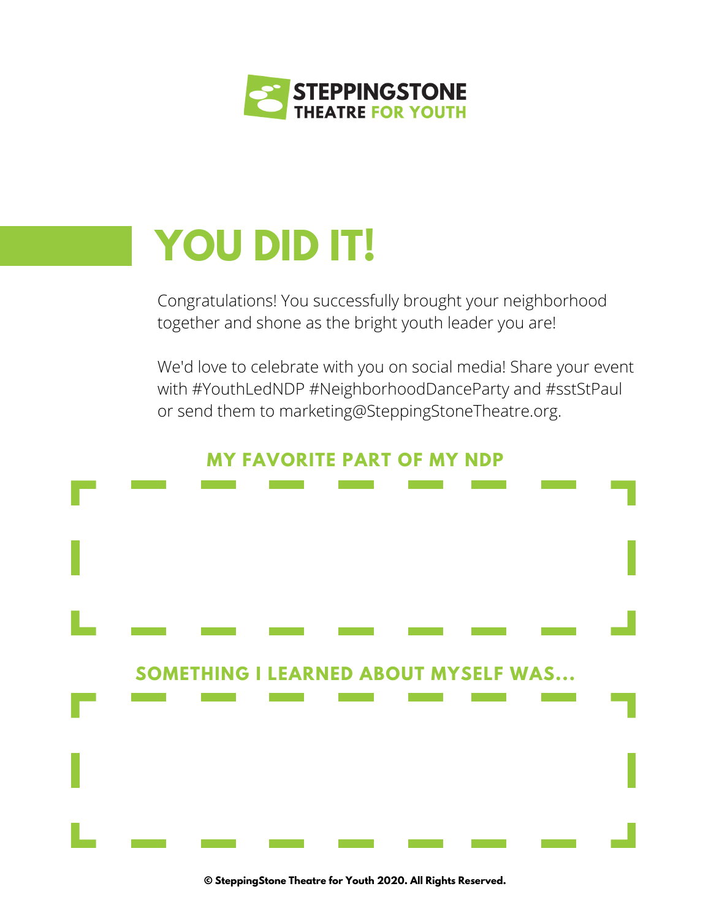**STEPPINGSTONE THEATRE FOR YOUTH**

# YOU DID IT!

Congratulations! You successfully brought your neighborhood together and shone as the bright youth leader you are!

We'd love to celebrate with you on social media! Share your event with #YouthLedNDP #NeighborhoodDanceParty and #sstStPaul or send them to marketing@SteppingStoneTheatre.org.

## MY FAVORITE PART OF MY NDP

## SOMETHING I LEARNED ABOUT MYSELF WAS...

**© SteppingStone Theatre for Youth 2020. All Rights Reserved.**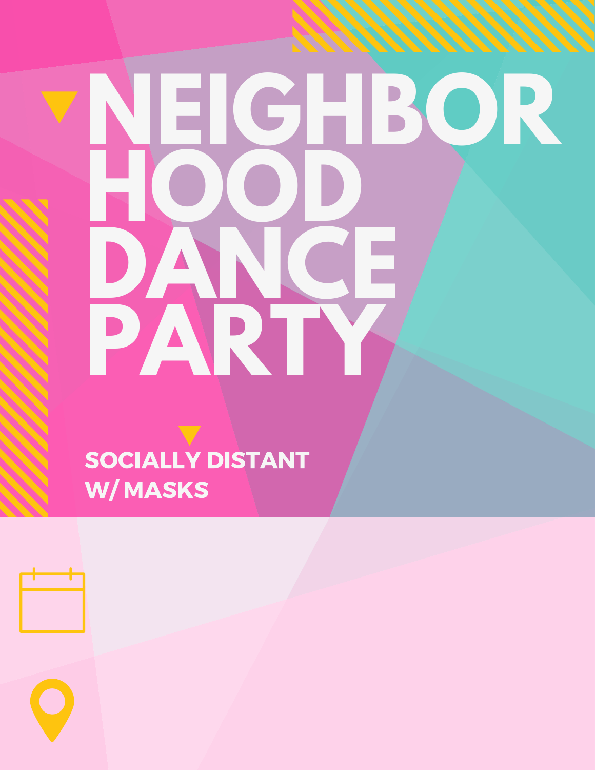# NEIGHBORHOOD DANCE PARTY

SOCIALLY DISTANT
W/ MASKS